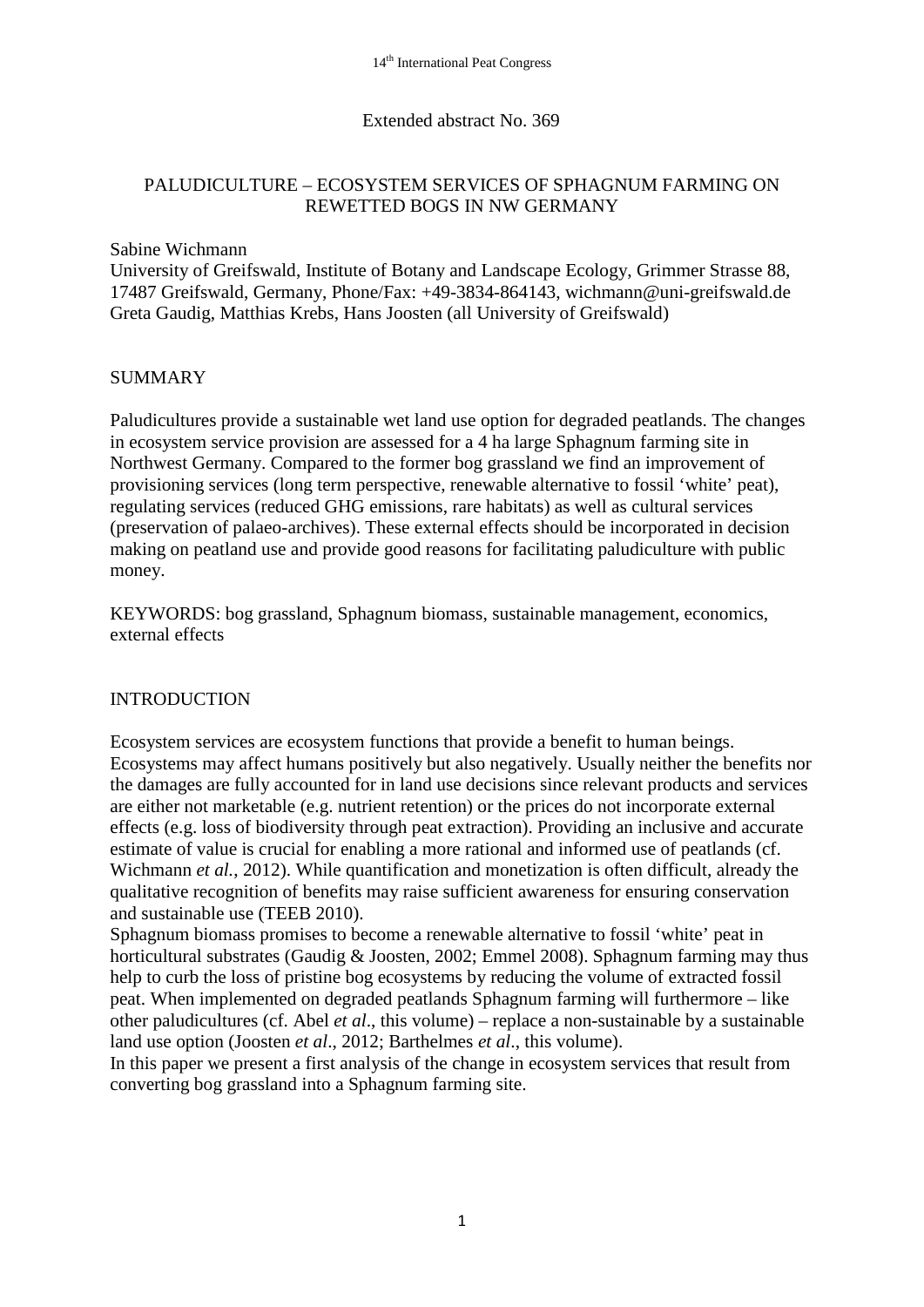Extended abstract No. 369

# PALUDICULTURE – ECOSYSTEM SERVICES OF SPHAGNUM FARMING ON REWETTED BOGS IN NW GERMANY

Sabine Wichmann
University of Greifswald, Institute of Botany and Landscape Ecology, Grimmer Strasse 88, 17487 Greifswald, Germany, Phone/Fax: +49-3834-864143, wichmann@uni-greifswald.de
Greta Gaudig, Matthias Krebs, Hans Joosten (all University of Greifswald)

## SUMMARY

Paludicultures provide a sustainable wet land use option for degraded peatlands. The changes in ecosystem service provision are assessed for a 4 ha large Sphagnum farming site in Northwest Germany. Compared to the former bog grassland we find an improvement of provisioning services (long term perspective, renewable alternative to fossil 'white' peat), regulating services (reduced GHG emissions, rare habitats) as well as cultural services (preservation of palaeo-archives). These external effects should be incorporated in decision making on peatland use and provide good reasons for facilitating paludiculture with public money.

KEYWORDS: bog grassland, Sphagnum biomass, sustainable management, economics, external effects

## INTRODUCTION

Ecosystem services are ecosystem functions that provide a benefit to human beings. Ecosystems may affect humans positively but also negatively. Usually neither the benefits nor the damages are fully accounted for in land use decisions since relevant products and services are either not marketable (e.g. nutrient retention) or the prices do not incorporate external effects (e.g. loss of biodiversity through peat extraction). Providing an inclusive and accurate estimate of value is crucial for enabling a more rational and informed use of peatlands (cf. Wichmann *et al.*, 2012). While quantification and monetization is often difficult, already the qualitative recognition of benefits may raise sufficient awareness for ensuring conservation and sustainable use (TEEB 2010).

Sphagnum biomass promises to become a renewable alternative to fossil 'white' peat in horticultural substrates (Gaudig & Joosten, 2002; Emmel 2008). Sphagnum farming may thus help to curb the loss of pristine bog ecosystems by reducing the volume of extracted fossil peat. When implemented on degraded peatlands Sphagnum farming will furthermore – like other paludicultures (cf. Abel *et al*., this volume) – replace a non-sustainable by a sustainable land use option (Joosten *et al*., 2012; Barthelmes *et al*., this volume).

In this paper we present a first analysis of the change in ecosystem services that result from converting bog grassland into a Sphagnum farming site.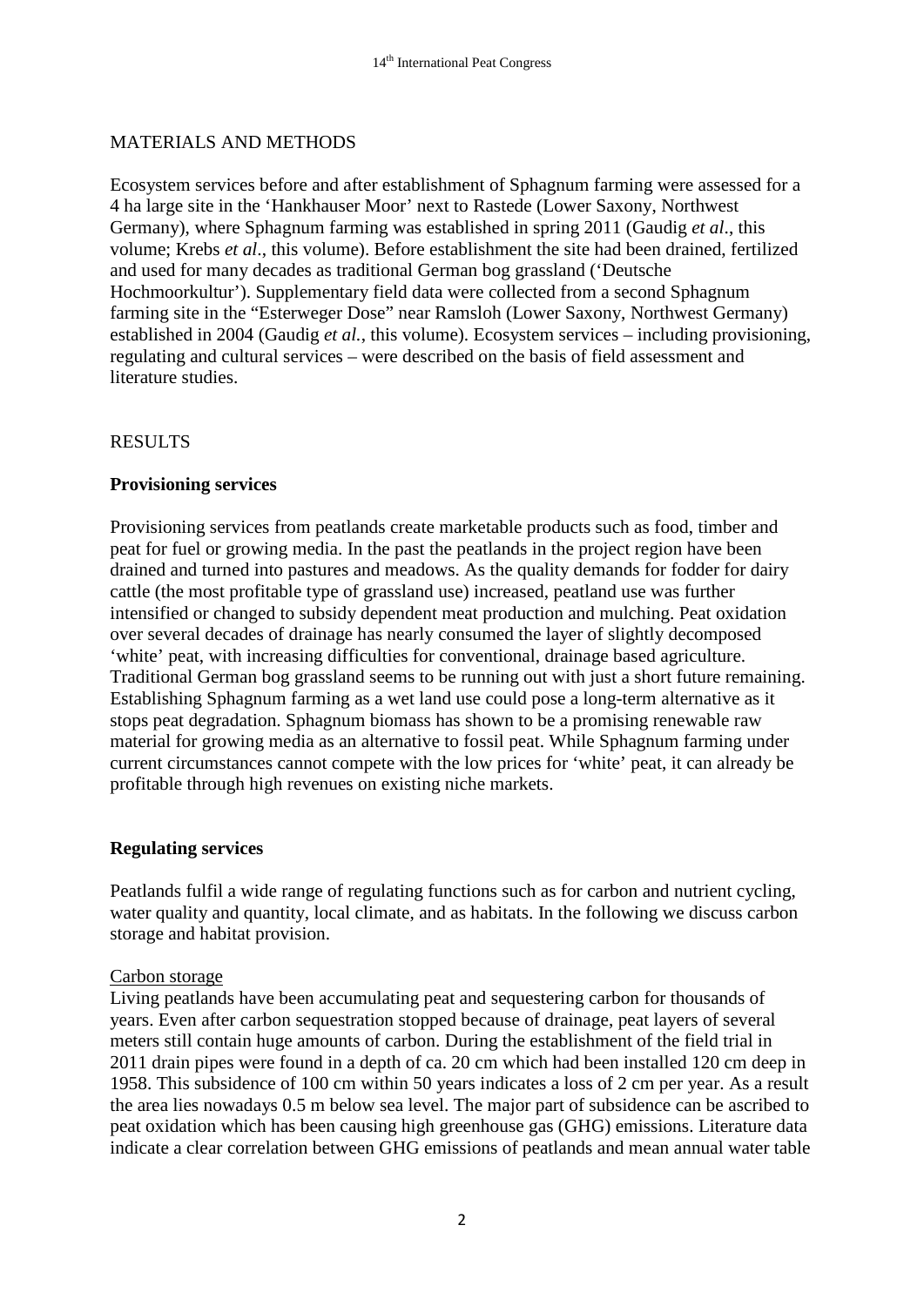## MATERIALS AND METHODS

Ecosystem services before and after establishment of Sphagnum farming were assessed for a 4 ha large site in the 'Hankhauser Moor' next to Rastede (Lower Saxony, Northwest Germany), where Sphagnum farming was established in spring 2011 (Gaudig *et al*., this volume; Krebs *et al*., this volume). Before establishment the site had been drained, fertilized and used for many decades as traditional German bog grassland ('Deutsche Hochmoorkultur'). Supplementary field data were collected from a second Sphagnum farming site in the "Esterweger Dose" near Ramsloh (Lower Saxony, Northwest Germany) established in 2004 (Gaudig *et al.*, this volume). Ecosystem services – including provisioning, regulating and cultural services – were described on the basis of field assessment and literature studies.

## RESULTS

### Provisioning services

Provisioning services from peatlands create marketable products such as food, timber and peat for fuel or growing media. In the past the peatlands in the project region have been drained and turned into pastures and meadows. As the quality demands for fodder for dairy cattle (the most profitable type of grassland use) increased, peatland use was further intensified or changed to subsidy dependent meat production and mulching. Peat oxidation over several decades of drainage has nearly consumed the layer of slightly decomposed 'white' peat, with increasing difficulties for conventional, drainage based agriculture. Traditional German bog grassland seems to be running out with just a short future remaining. Establishing Sphagnum farming as a wet land use could pose a long-term alternative as it stops peat degradation. Sphagnum biomass has shown to be a promising renewable raw material for growing media as an alternative to fossil peat. While Sphagnum farming under current circumstances cannot compete with the low prices for 'white' peat, it can already be profitable through high revenues on existing niche markets.

### Regulating services

Peatlands fulfil a wide range of regulating functions such as for carbon and nutrient cycling, water quality and quantity, local climate, and as habitats. In the following we discuss carbon storage and habitat provision.

Carbon storage

Living peatlands have been accumulating peat and sequestering carbon for thousands of years. Even after carbon sequestration stopped because of drainage, peat layers of several meters still contain huge amounts of carbon. During the establishment of the field trial in 2011 drain pipes were found in a depth of ca. 20 cm which had been installed 120 cm deep in 1958. This subsidence of 100 cm within 50 years indicates a loss of 2 cm per year. As a result the area lies nowadays 0.5 m below sea level. The major part of subsidence can be ascribed to peat oxidation which has been causing high greenhouse gas (GHG) emissions. Literature data indicate a clear correlation between GHG emissions of peatlands and mean annual water table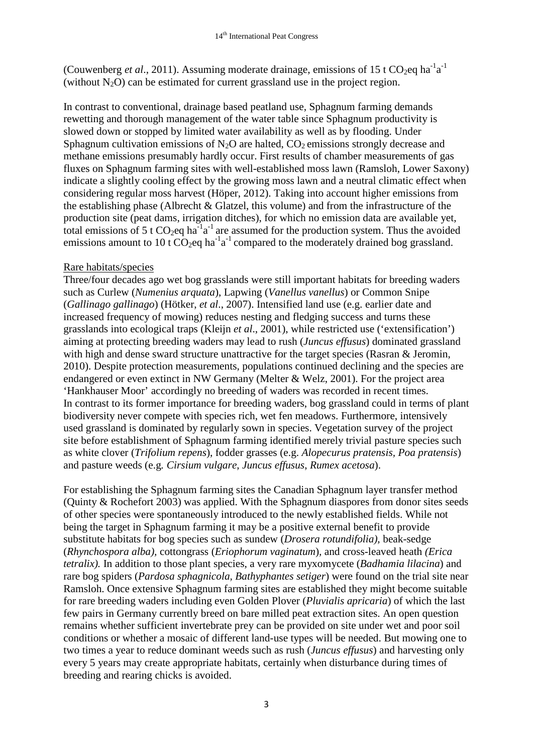(Couwenberg *et al*., 2011). Assuming moderate drainage, emissions of 15 t $CO_2$eq $ha^{-1}a^{-1}$ (without $N_2O$) can be estimated for current grassland use in the project region.

In contrast to conventional, drainage based peatland use, Sphagnum farming demands rewetting and thorough management of the water table since Sphagnum productivity is slowed down or stopped by limited water availability as well as by flooding. Under Sphagnum cultivation emissions of $N_2O$ are halted, $CO_2$ emissions strongly decrease and methane emissions presumably hardly occur. First results of chamber measurements of gas fluxes on Sphagnum farming sites with well-established moss lawn (Ramsloh, Lower Saxony) indicate a slightly cooling effect by the growing moss lawn and a neutral climatic effect when considering regular moss harvest (Höper, 2012). Taking into account higher emissions from the establishing phase (Albrecht & Glatzel, this volume) and from the infrastructure of the production site (peat dams, irrigation ditches), for which no emission data are available yet, total emissions of 5 t $CO_2$eq $ha^{-1}a^{-1}$ are assumed for the production system. Thus the avoided emissions amount to 10 t $CO_2$eq $ha^{-1}a^{-1}$ compared to the moderately drained bog grassland.

Rare habitats/species

Three/four decades ago wet bog grasslands were still important habitats for breeding waders such as Curlew (*Numenius arquata*), Lapwing (*Vanellus vanellus*) or Common Snipe (*Gallinago gallinago*) (Hötker, *et al*., 2007). Intensified land use (e.g. earlier date and increased frequency of mowing) reduces nesting and fledging success and turns these grasslands into ecological traps (Kleijn *et al*., 2001), while restricted use ('extensification') aiming at protecting breeding waders may lead to rush (*Juncus effusus*) dominated grassland with high and dense sward structure unattractive for the target species (Rasran & Jeromin, 2010). Despite protection measurements, populations continued declining and the species are endangered or even extinct in NW Germany (Melter & Welz, 2001). For the project area 'Hankhauser Moor' accordingly no breeding of waders was recorded in recent times.
In contrast to its former importance for breeding waders, bog grassland could in terms of plant biodiversity never compete with species rich, wet fen meadows. Furthermore, intensively used grassland is dominated by regularly sown in species. Vegetation survey of the project site before establishment of Sphagnum farming identified merely trivial pasture species such as white clover (*Trifolium repens*), fodder grasses (e.g. *Alopecurus pratensis, Poa pratensis*) and pasture weeds (e.g. *Cirsium vulgare, Juncus effusus, Rumex acetosa*).

For establishing the Sphagnum farming sites the Canadian Sphagnum layer transfer method (Quinty & Rochefort 2003) was applied. With the Sphagnum diaspores from donor sites seeds of other species were spontaneously introduced to the newly established fields. While not being the target in Sphagnum farming it may be a positive external benefit to provide substitute habitats for bog species such as sundew (*Drosera rotundifolia),* beak-sedge (*Rhynchospora alba),* cottongrass (*Eriophorum vaginatum*), and cross-leaved heath *(Erica tetralix).* In addition to those plant species, a very rare myxomycete (*Badhamia lilacina*) and rare bog spiders (*Pardosa sphagnicola, Bathyphantes setiger*) were found on the trial site near Ramsloh. Once extensive Sphagnum farming sites are established they might become suitable for rare breeding waders including even Golden Plover (*Pluvialis apricaria*) of which the last few pairs in Germany currently breed on bare milled peat extraction sites. An open question remains whether sufficient invertebrate prey can be provided on site under wet and poor soil conditions or whether a mosaic of different land-use types will be needed. But mowing one to two times a year to reduce dominant weeds such as rush (*Juncus effusus*) and harvesting only every 5 years may create appropriate habitats, certainly when disturbance during times of breeding and rearing chicks is avoided.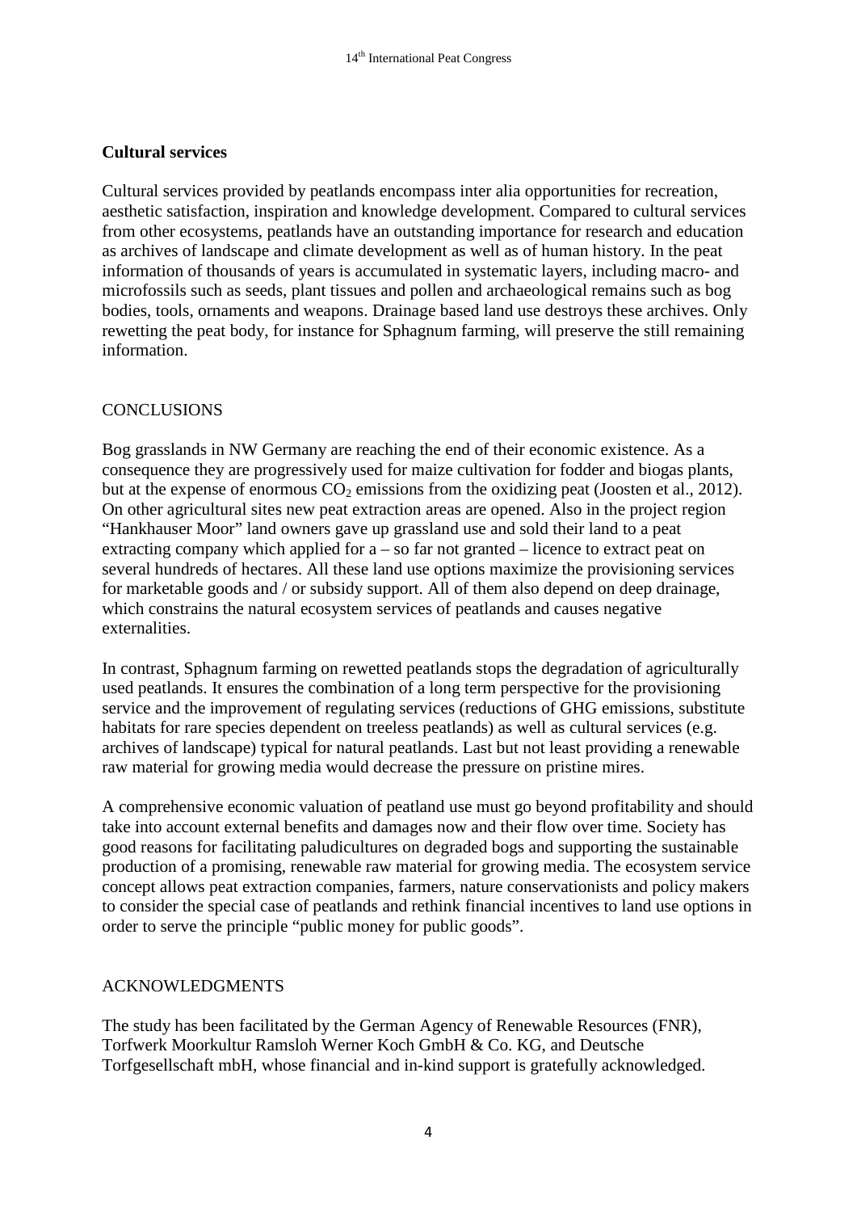**Cultural services**

Cultural services provided by peatlands encompass inter alia opportunities for recreation, aesthetic satisfaction, inspiration and knowledge development. Compared to cultural services from other ecosystems, peatlands have an outstanding importance for research and education as archives of landscape and climate development as well as of human history. In the peat information of thousands of years is accumulated in systematic layers, including macro- and microfossils such as seeds, plant tissues and pollen and archaeological remains such as bog bodies, tools, ornaments and weapons. Drainage based land use destroys these archives. Only rewetting the peat body, for instance for Sphagnum farming, will preserve the still remaining information.

## CONCLUSIONS

Bog grasslands in NW Germany are reaching the end of their economic existence. As a consequence they are progressively used for maize cultivation for fodder and biogas plants, but at the expense of enormous $CO_2$ emissions from the oxidizing peat (Joosten et al., 2012). On other agricultural sites new peat extraction areas are opened. Also in the project region "Hankhauser Moor" land owners gave up grassland use and sold their land to a peat extracting company which applied for a – so far not granted – licence to extract peat on several hundreds of hectares. All these land use options maximize the provisioning services for marketable goods and / or subsidy support. All of them also depend on deep drainage, which constrains the natural ecosystem services of peatlands and causes negative externalities.

In contrast, Sphagnum farming on rewetted peatlands stops the degradation of agriculturally used peatlands. It ensures the combination of a long term perspective for the provisioning service and the improvement of regulating services (reductions of GHG emissions, substitute habitats for rare species dependent on treeless peatlands) as well as cultural services (e.g. archives of landscape) typical for natural peatlands. Last but not least providing a renewable raw material for growing media would decrease the pressure on pristine mires.

A comprehensive economic valuation of peatland use must go beyond profitability and should take into account external benefits and damages now and their flow over time. Society has good reasons for facilitating paludicultures on degraded bogs and supporting the sustainable production of a promising, renewable raw material for growing media. The ecosystem service concept allows peat extraction companies, farmers, nature conservationists and policy makers to consider the special case of peatlands and rethink financial incentives to land use options in order to serve the principle "public money for public goods".

## ACKNOWLEDGMENTS

The study has been facilitated by the German Agency of Renewable Resources (FNR), Torfwerk Moorkultur Ramsloh Werner Koch GmbH & Co. KG, and Deutsche Torfgesellschaft mbH, whose financial and in-kind support is gratefully acknowledged.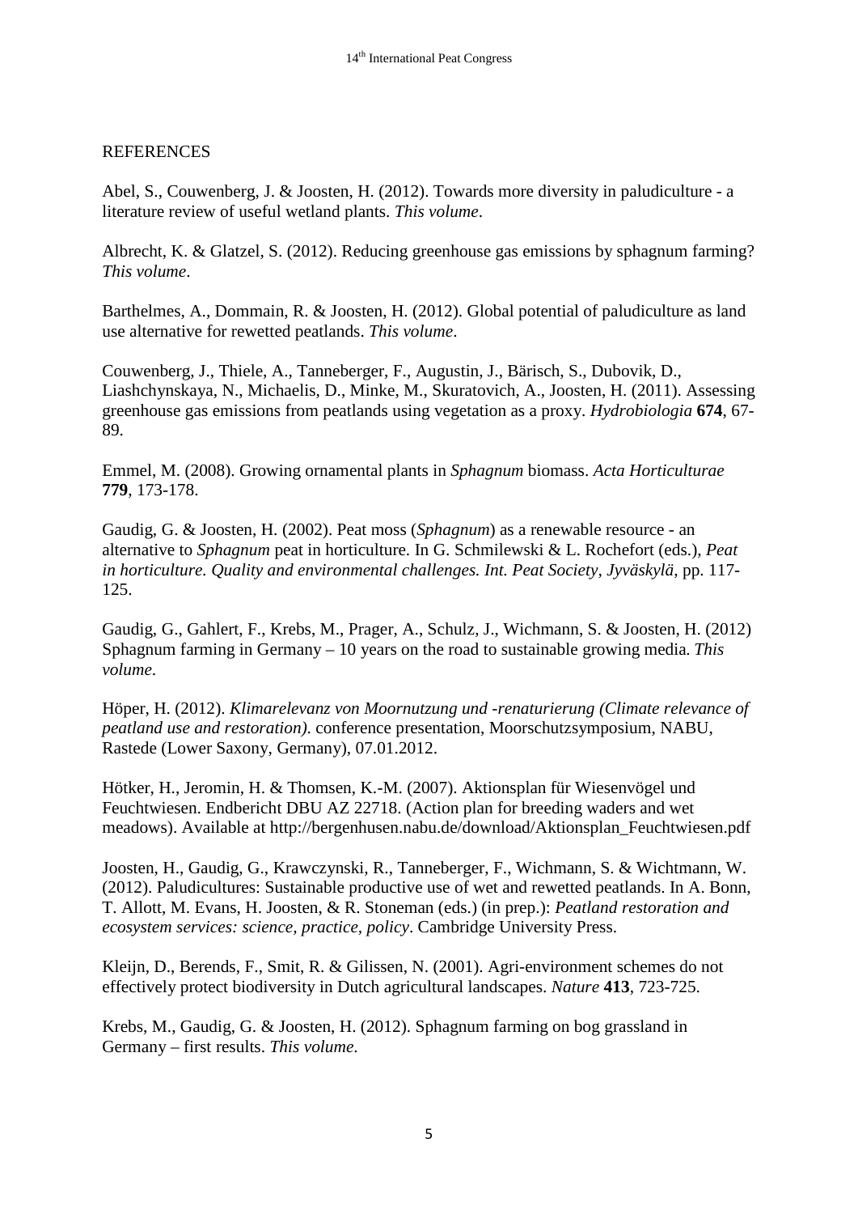## REFERENCES

Abel, S., Couwenberg, J. & Joosten, H. (2012). Towards more diversity in paludiculture - a literature review of useful wetland plants. *This volume*.

Albrecht, K. & Glatzel, S. (2012). Reducing greenhouse gas emissions by sphagnum farming? *This volume*.

Barthelmes, A., Dommain, R. & Joosten, H. (2012). Global potential of paludiculture as land use alternative for rewetted peatlands. *This volume*.

Couwenberg, J., Thiele, A., Tanneberger, F., Augustin, J., Bärisch, S., Dubovik, D., Liashchynskaya, N., Michaelis, D., Minke, M., Skuratovich, A., Joosten, H. (2011). Assessing greenhouse gas emissions from peatlands using vegetation as a proxy. *Hydrobiologia* **674**, 67-89.

Emmel, M. (2008). Growing ornamental plants in *Sphagnum* biomass. *Acta Horticulturae* **779**, 173-178.

Gaudig, G. & Joosten, H. (2002). Peat moss (*Sphagnum*) as a renewable resource - an alternative to *Sphagnum* peat in horticulture. In G. Schmilewski & L. Rochefort (eds.), *Peat in horticulture. Quality and environmental challenges. Int. Peat Society, Jyväskylä*, pp. 117-125.

Gaudig, G., Gahlert, F., Krebs, M., Prager, A., Schulz, J., Wichmann, S. & Joosten, H. (2012) Sphagnum farming in Germany – 10 years on the road to sustainable growing media. *This volume*.

Höper, H. (2012). *Klimarelevanz von Moornutzung und -renaturierung (Climate relevance of peatland use and restoration).* conference presentation, Moorschutzsymposium, NABU, Rastede (Lower Saxony, Germany), 07.01.2012.

Hötker, H., Jeromin, H. & Thomsen, K.-M. (2007). Aktionsplan für Wiesenvögel und Feuchtwiesen. Endbericht DBU AZ 22718. (Action plan for breeding waders and wet meadows). Available at http://bergenhusen.nabu.de/download/Aktionsplan_Feuchtwiesen.pdf

Joosten, H., Gaudig, G., Krawczynski, R., Tanneberger, F., Wichmann, S. & Wichtmann, W. (2012). Paludicultures: Sustainable productive use of wet and rewetted peatlands. In A. Bonn, T. Allott, M. Evans, H. Joosten, & R. Stoneman (eds.) (in prep.): *Peatland restoration and ecosystem services: science, practice, policy*. Cambridge University Press.

Kleijn, D., Berends, F., Smit, R. & Gilissen, N. (2001). Agri-environment schemes do not effectively protect biodiversity in Dutch agricultural landscapes. *Nature* **413**, 723-725.

Krebs, M., Gaudig, G. & Joosten, H. (2012). Sphagnum farming on bog grassland in Germany – first results. *This volume*.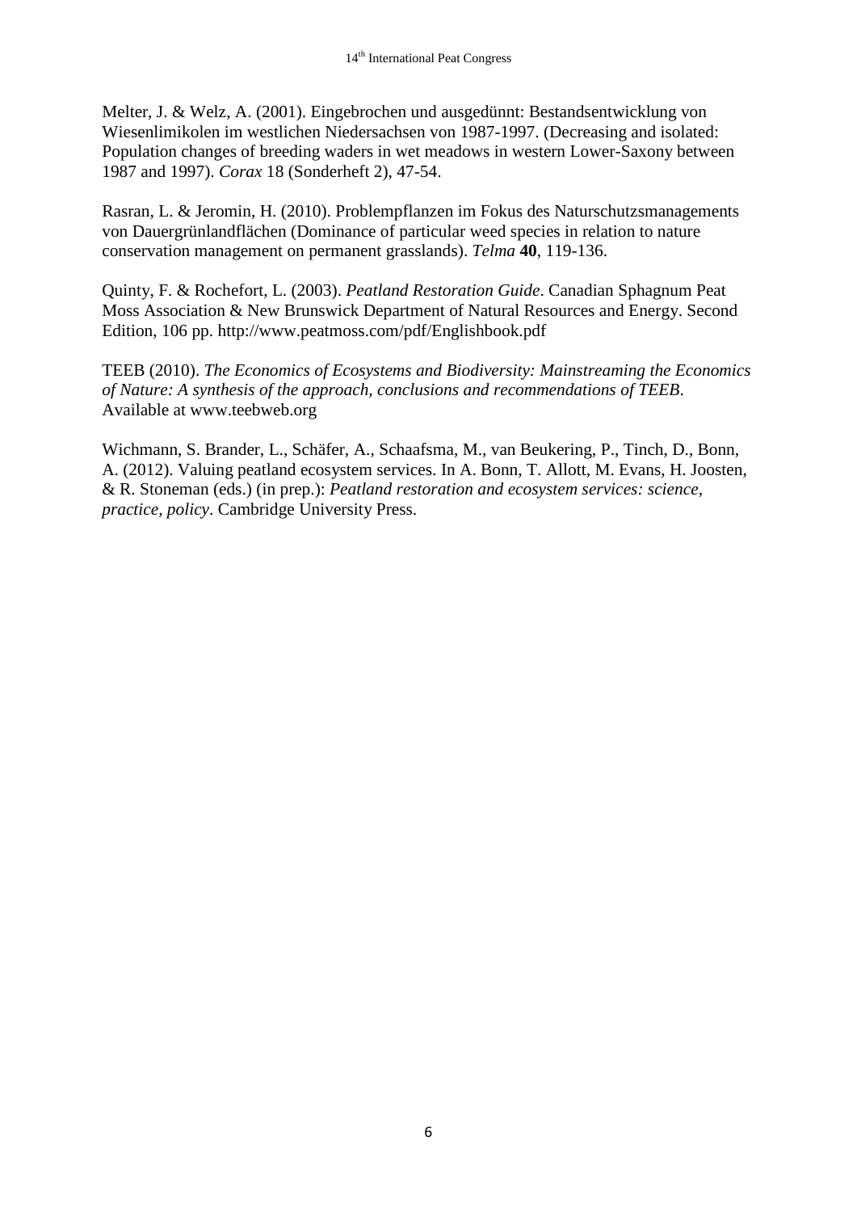Melter, J. & Welz, A. (2001). Eingebrochen und ausgedünnt: Bestandsentwicklung von Wiesenlimikolen im westlichen Niedersachsen von 1987-1997. (Decreasing and isolated: Population changes of breeding waders in wet meadows in western Lower-Saxony between 1987 and 1997). *Corax* 18 (Sonderheft 2), 47-54.

Rasran, L. & Jeromin, H. (2010). Problempflanzen im Fokus des Naturschutzsmanagements von Dauergrünlandflächen (Dominance of particular weed species in relation to nature conservation management on permanent grasslands). *Telma* **40**, 119-136.

Quinty, F. & Rochefort, L. (2003). *Peatland Restoration Guide*. Canadian Sphagnum Peat Moss Association & New Brunswick Department of Natural Resources and Energy. Second Edition, 106 pp. http://www.peatmoss.com/pdf/Englishbook.pdf

TEEB (2010). *The Economics of Ecosystems and Biodiversity: Mainstreaming the Economics of Nature: A synthesis of the approach, conclusions and recommendations of TEEB*. Available at www.teebweb.org

Wichmann, S. Brander, L., Schäfer, A., Schaafsma, M., van Beukering, P., Tinch, D., Bonn, A. (2012). Valuing peatland ecosystem services. In A. Bonn, T. Allott, M. Evans, H. Joosten, & R. Stoneman (eds.) (in prep.): *Peatland restoration and ecosystem services: science, practice, policy*. Cambridge University Press.